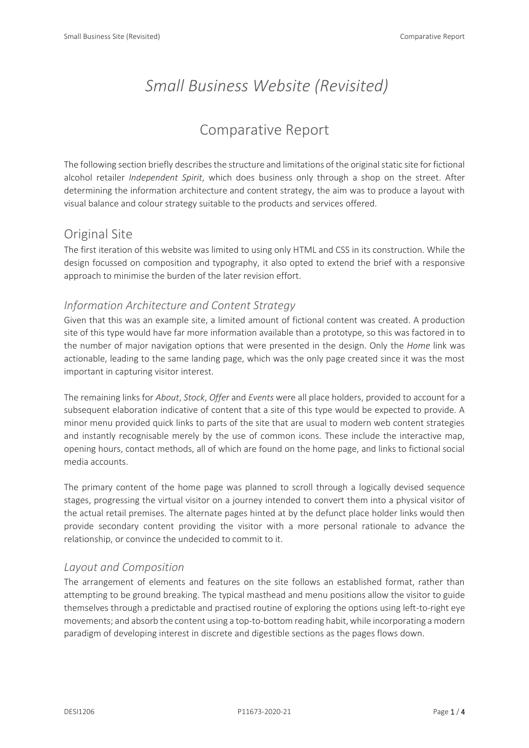# *Small Business Website (Revisited)*

# Comparative Report

The following section briefly describes the structure and limitations of the original static site for fictional alcohol retailer *Independent Spirit*, which does business only through a shop on the street. After determining the information architecture and content strategy, the aim was to produce a layout with visual balance and colour strategy suitable to the products and services offered.

## Original Site

The first iteration of this website was limited to using only HTML and CSS in its construction. While the design focussed on composition and typography, it also opted to extend the brief with a responsive approach to minimise the burden of the later revision effort.

### *Information Architecture and Content Strategy*

Given that this was an example site, a limited amount of fictional content was created. A production site of this type would have far more information available than a prototype, so this was factored in to the number of major navigation options that were presented in the design. Only the *Home* link was actionable, leading to the same landing page, which was the only page created since it was the most important in capturing visitor interest.

The remaining links for *About*, *Stock*, *Offer* and *Events* were all place holders, provided to account for a subsequent elaboration indicative of content that a site of this type would be expected to provide. A minor menu provided quick links to parts of the site that are usual to modern web content strategies and instantly recognisable merely by the use of common icons. These include the interactive map, opening hours, contact methods, all of which are found on the home page, and links to fictional social media accounts.

The primary content of the home page was planned to scroll through a logically devised sequence stages, progressing the virtual visitor on a journey intended to convert them into a physical visitor of the actual retail premises. The alternate pages hinted at by the defunct place holder links would then provide secondary content providing the visitor with a more personal rationale to advance the relationship, or convince the undecided to commit to it.

### *Layout and Composition*

The arrangement of elements and features on the site follows an established format, rather than attempting to be ground breaking. The typical masthead and menu positions allow the visitor to guide themselves through a predictable and practised routine of exploring the options using left-to-right eye movements; and absorb the content using a top-to-bottom reading habit, while incorporating a modern paradigm of developing interest in discrete and digestible sections as the pages flows down.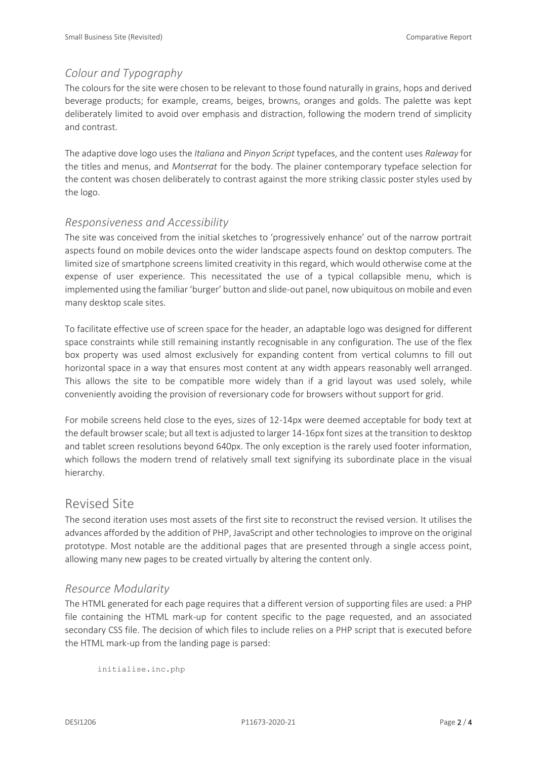### *Colour and Typography*

The colours for the site were chosen to be relevant to those found naturally in grains, hops and derived beverage products; for example, creams, beiges, browns, oranges and golds. The palette was kept deliberately limited to avoid over emphasis and distraction, following the modern trend of simplicity and contrast.

The adaptive dove logo uses the *Italiana* and *Pinyon Script* typefaces, and the content uses *Raleway* for the titles and menus, and *Montserrat* for the body. The plainer contemporary typeface selection for the content was chosen deliberately to contrast against the more striking classic poster styles used by the logo.

### *Responsiveness and Accessibility*

The site was conceived from the initial sketches to 'progressively enhance' out of the narrow portrait aspects found on mobile devices onto the wider landscape aspects found on desktop computers. The limited size of smartphone screens limited creativity in this regard, which would otherwise come at the expense of user experience. This necessitated the use of a typical collapsible menu, which is implemented using the familiar 'burger' button and slide-out panel, now ubiquitous on mobile and even many desktop scale sites.

To facilitate effective use of screen space for the header, an adaptable logo was designed for different space constraints while still remaining instantly recognisable in any configuration. The use of the flex box property was used almost exclusively for expanding content from vertical columns to fill out horizontal space in a way that ensures most content at any width appears reasonably well arranged. This allows the site to be compatible more widely than if a grid layout was used solely, while conveniently avoiding the provision of reversionary code for browsers without support for grid.

For mobile screens held close to the eyes, sizes of 12-14px were deemed acceptable for body text at the default browser scale; but all text is adjusted to larger 14-16px font sizes at the transition to desktop and tablet screen resolutions beyond 640px. The only exception is the rarely used footer information, which follows the modern trend of relatively small text signifying its subordinate place in the visual hierarchy.

## Revised Site

The second iteration uses most assets of the first site to reconstruct the revised version. It utilises the advances afforded by the addition of PHP, JavaScript and other technologies to improve on the original prototype. Most notable are the additional pages that are presented through a single access point, allowing many new pages to be created virtually by altering the content only.

### *Resource Modularity*

The HTML generated for each page requires that a different version of supporting files are used: a PHP file containing the HTML mark-up for content specific to the page requested, and an associated secondary CSS file. The decision of which files to include relies on a PHP script that is executed before the HTML mark-up from the landing page is parsed:

```
initialise.inc.php
```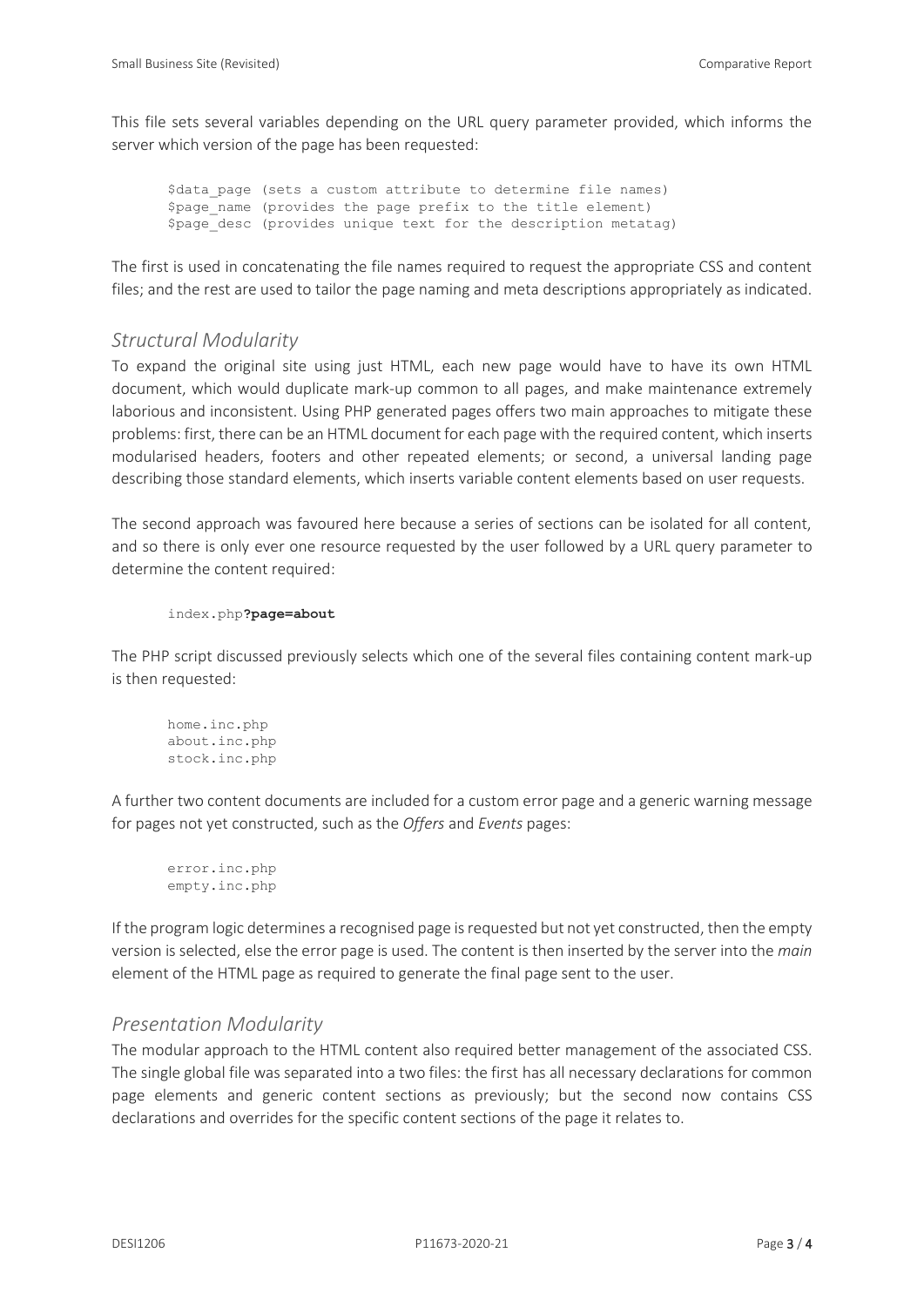This file sets several variables depending on the URL query parameter provided, which informs the server which version of the page has been requested:

```
$data_page (sets a custom attribute to determine file names)
$page_name (provides the page prefix to the title element)
$page_desc (provides unique text for the description metatag)
```

The first is used in concatenating the file names required to request the appropriate CSS and content files; and the rest are used to tailor the page naming and meta descriptions appropriately as indicated.

## *Structural Modularity*

To expand the original site using just HTML, each new page would have to have its own HTML document, which would duplicate mark-up common to all pages, and make maintenance extremely laborious and inconsistent. Using PHP generated pages offers two main approaches to mitigate these problems: first, there can be an HTML document for each page with the required content, which inserts modularised headers, footers and other repeated elements; or second, a universal landing page describing those standard elements, which inserts variable content elements based on user requests.

The second approach was favoured here because a series of sections can be isolated for all content, and so there is only ever one resource requested by the user followed by a URL query parameter to determine the content required:

```
index.php?page=about
```

The PHP script discussed previously selects which one of the several files containing content mark-up is then requested:

```
home.inc.php
about.inc.php
stock.inc.php
```

A further two content documents are included for a custom error page and a generic warning message for pages not yet constructed, such as the *Offers* and *Events* pages:

```
error.inc.php
empty.inc.php
```

If the program logic determines a recognised page is requested but not yet constructed, then the empty version is selected, else the error page is used. The content is then inserted by the server into the *main* element of the HTML page as required to generate the final page sent to the user.

## *Presentation Modularity*

The modular approach to the HTML content also required better management of the associated CSS. The single global file was separated into a two files: the first has all necessary declarations for common page elements and generic content sections as previously; but the second now contains CSS declarations and overrides for the specific content sections of the page it relates to.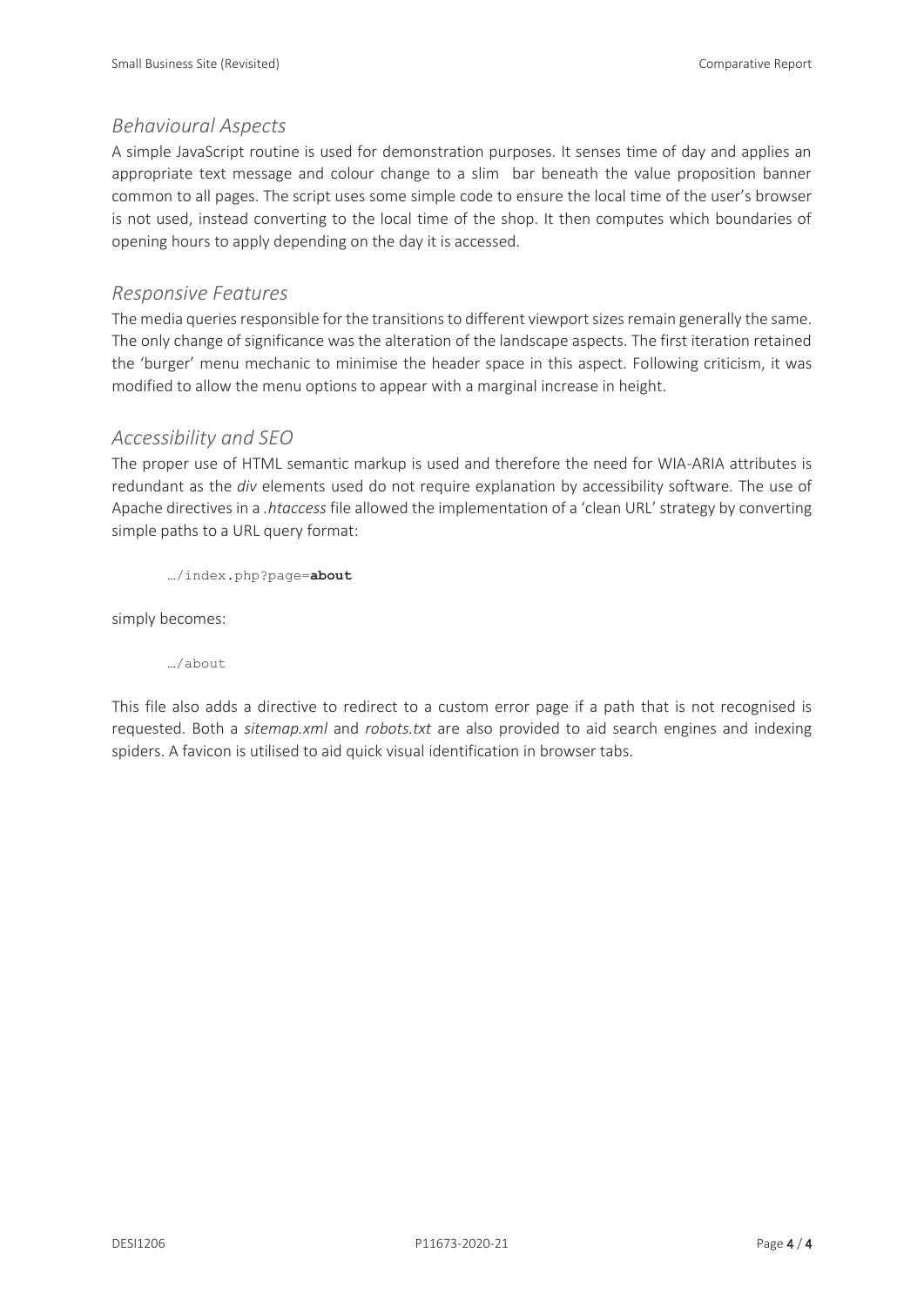## *Behavioural Aspects*

A simple JavaScript routine is used for demonstration purposes. It senses time of day and applies an appropriate text message and colour change to a slim bar beneath the value proposition banner common to all pages. The script uses some simple code to ensure the local time of the user's browser is not used, instead converting to the local time of the shop. It then computes which boundaries of opening hours to apply depending on the day it is accessed.

## *Responsive Features*

The media queries responsible for the transitions to different viewport sizes remain generally the same. The only change of significance was the alteration of the landscape aspects. The first iteration retained the 'burger' menu mechanic to minimise the header space in this aspect. Following criticism, it was modified to allow the menu options to appear with a marginal increase in height.

## *Accessibility and SEO*

The proper use of HTML semantic markup is used and therefore the need for WIA-ARIA attributes is redundant as the *div* elements used do not require explanation by accessibility software. The use of Apache directives in a *.htaccess* file allowed the implementation of a 'clean URL' strategy by converting simple paths to a URL query format:

```
…/index.php?page=about
```

simply becomes:

```
…/about
```

This file also adds a directive to redirect to a custom error page if a path that is not recognised is requested. Both a *sitemap.xml* and *robots.txt* are also provided to aid search engines and indexing spiders. A favicon is utilised to aid quick visual identification in browser tabs.